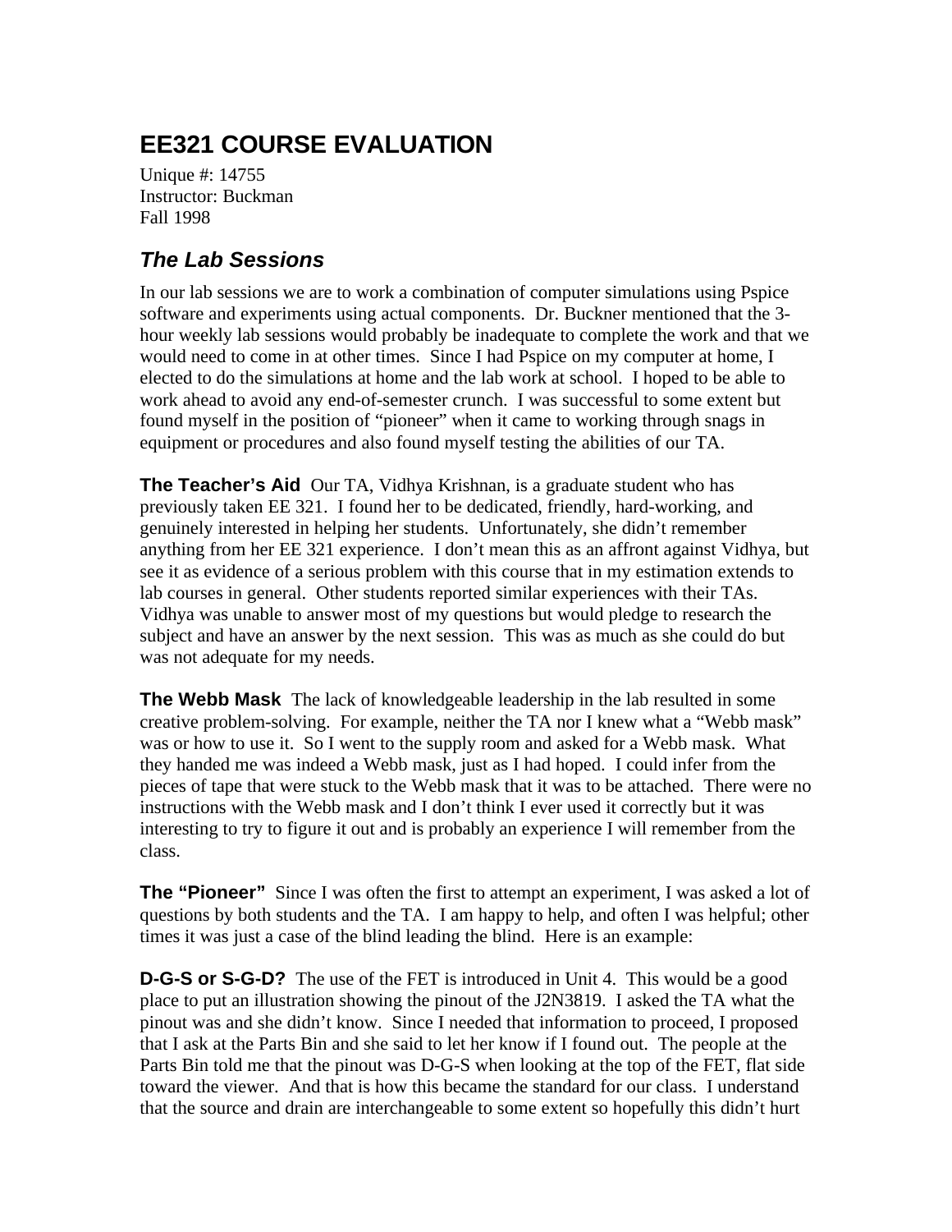# EE321 COURSE EVALUATION

Unique #: 14755
Instructor: Buckman
Fall 1998

## *The Lab Sessions*

In our lab sessions we are to work a combination of computer simulations using Pspice software and experiments using actual components. Dr. Buckner mentioned that the 3-hour weekly lab sessions would probably be inadequate to complete the work and that we would need to come in at other times. Since I had Pspice on my computer at home, I elected to do the simulations at home and the lab work at school. I hoped to be able to work ahead to avoid any end-of-semester crunch. I was successful to some extent but found myself in the position of "pioneer" when it came to working through snags in equipment or procedures and also found myself testing the abilities of our TA.

**The Teacher's Aid** Our TA, Vidhya Krishnan, is a graduate student who has previously taken EE 321. I found her to be dedicated, friendly, hard-working, and genuinely interested in helping her students. Unfortunately, she didn't remember anything from her EE 321 experience. I don't mean this as an affront against Vidhya, but see it as evidence of a serious problem with this course that in my estimation extends to lab courses in general. Other students reported similar experiences with their TAs. Vidhya was unable to answer most of my questions but would pledge to research the subject and have an answer by the next session. This was as much as she could do but was not adequate for my needs.

**The Webb Mask** The lack of knowledgeable leadership in the lab resulted in some creative problem-solving. For example, neither the TA nor I knew what a "Webb mask" was or how to use it. So I went to the supply room and asked for a Webb mask. What they handed me was indeed a Webb mask, just as I had hoped. I could infer from the pieces of tape that were stuck to the Webb mask that it was to be attached. There were no instructions with the Webb mask and I don't think I ever used it correctly but it was interesting to try to figure it out and is probably an experience I will remember from the class.

**The "Pioneer"** Since I was often the first to attempt an experiment, I was asked a lot of questions by both students and the TA. I am happy to help, and often I was helpful; other times it was just a case of the blind leading the blind. Here is an example:

**D-G-S or S-G-D?** The use of the FET is introduced in Unit 4. This would be a good place to put an illustration showing the pinout of the J2N3819. I asked the TA what the pinout was and she didn't know. Since I needed that information to proceed, I proposed that I ask at the Parts Bin and she said to let her know if I found out. The people at the Parts Bin told me that the pinout was D-G-S when looking at the top of the FET, flat side toward the viewer. And that is how this became the standard for our class. I understand that the source and drain are interchangeable to some extent so hopefully this didn't hurt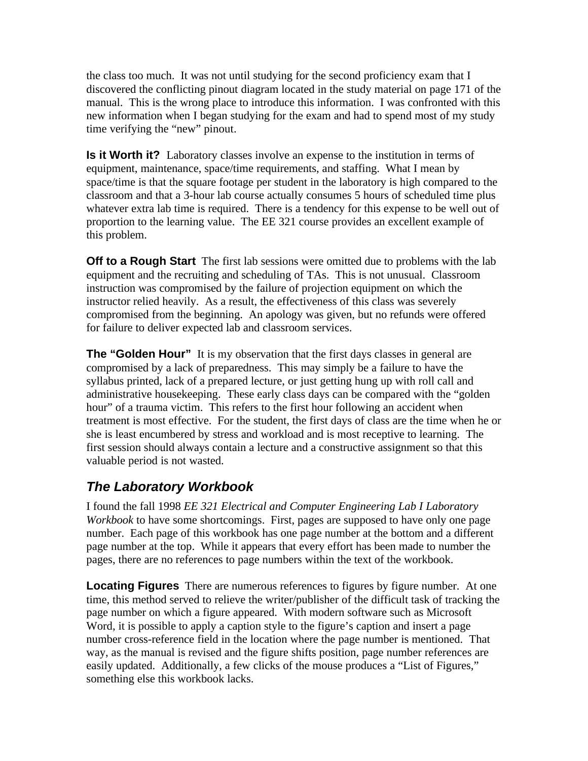the class too much. It was not until studying for the second proficiency exam that I discovered the conflicting pinout diagram located in the study material on page 171 of the manual. This is the wrong place to introduce this information. I was confronted with this new information when I began studying for the exam and had to spend most of my study time verifying the "new" pinout.

**Is it Worth it?** Laboratory classes involve an expense to the institution in terms of equipment, maintenance, space/time requirements, and staffing. What I mean by space/time is that the square footage per student in the laboratory is high compared to the classroom and that a 3-hour lab course actually consumes 5 hours of scheduled time plus whatever extra lab time is required. There is a tendency for this expense to be well out of proportion to the learning value. The EE 321 course provides an excellent example of this problem.

**Off to a Rough Start** The first lab sessions were omitted due to problems with the lab equipment and the recruiting and scheduling of TAs. This is not unusual. Classroom instruction was compromised by the failure of projection equipment on which the instructor relied heavily. As a result, the effectiveness of this class was severely compromised from the beginning. An apology was given, but no refunds were offered for failure to deliver expected lab and classroom services.

**The "Golden Hour"** It is my observation that the first days classes in general are compromised by a lack of preparedness. This may simply be a failure to have the syllabus printed, lack of a prepared lecture, or just getting hung up with roll call and administrative housekeeping. These early class days can be compared with the "golden hour" of a trauma victim. This refers to the first hour following an accident when treatment is most effective. For the student, the first days of class are the time when he or she is least encumbered by stress and workload and is most receptive to learning. The first session should always contain a lecture and a constructive assignment so that this valuable period is not wasted.

## *The Laboratory Workbook*

I found the fall 1998 *EE 321 Electrical and Computer Engineering Lab I Laboratory Workbook* to have some shortcomings. First, pages are supposed to have only one page number. Each page of this workbook has one page number at the bottom and a different page number at the top. While it appears that every effort has been made to number the pages, there are no references to page numbers within the text of the workbook.

**Locating Figures** There are numerous references to figures by figure number. At one time, this method served to relieve the writer/publisher of the difficult task of tracking the page number on which a figure appeared. With modern software such as Microsoft Word, it is possible to apply a caption style to the figure's caption and insert a page number cross-reference field in the location where the page number is mentioned. That way, as the manual is revised and the figure shifts position, page number references are easily updated. Additionally, a few clicks of the mouse produces a "List of Figures," something else this workbook lacks.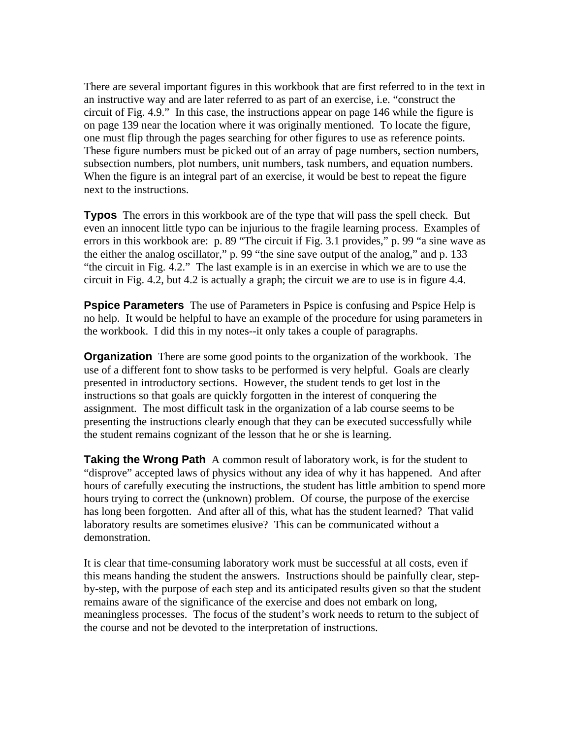There are several important figures in this workbook that are first referred to in the text in an instructive way and are later referred to as part of an exercise, i.e. "construct the circuit of Fig. 4.9." In this case, the instructions appear on page 146 while the figure is on page 139 near the location where it was originally mentioned. To locate the figure, one must flip through the pages searching for other figures to use as reference points. These figure numbers must be picked out of an array of page numbers, section numbers, subsection numbers, plot numbers, unit numbers, task numbers, and equation numbers. When the figure is an integral part of an exercise, it would be best to repeat the figure next to the instructions.

**Typos** The errors in this workbook are of the type that will pass the spell check. But even an innocent little typo can be injurious to the fragile learning process. Examples of errors in this workbook are: p. 89 "The circuit if Fig. 3.1 provides," p. 99 "a sine wave as the either the analog oscillator," p. 99 "the sine save output of the analog," and p. 133 "the circuit in Fig. 4.2." The last example is in an exercise in which we are to use the circuit in Fig. 4.2, but 4.2 is actually a graph; the circuit we are to use is in figure 4.4.

**Pspice Parameters** The use of Parameters in Pspice is confusing and Pspice Help is no help. It would be helpful to have an example of the procedure for using parameters in the workbook. I did this in my notes--it only takes a couple of paragraphs.

**Organization** There are some good points to the organization of the workbook. The use of a different font to show tasks to be performed is very helpful. Goals are clearly presented in introductory sections. However, the student tends to get lost in the instructions so that goals are quickly forgotten in the interest of conquering the assignment. The most difficult task in the organization of a lab course seems to be presenting the instructions clearly enough that they can be executed successfully while the student remains cognizant of the lesson that he or she is learning.

**Taking the Wrong Path** A common result of laboratory work, is for the student to "disprove" accepted laws of physics without any idea of why it has happened. And after hours of carefully executing the instructions, the student has little ambition to spend more hours trying to correct the (unknown) problem. Of course, the purpose of the exercise has long been forgotten. And after all of this, what has the student learned? That valid laboratory results are sometimes elusive? This can be communicated without a demonstration.

It is clear that time-consuming laboratory work must be successful at all costs, even if this means handing the student the answers. Instructions should be painfully clear, step-by-step, with the purpose of each step and its anticipated results given so that the student remains aware of the significance of the exercise and does not embark on long, meaningless processes. The focus of the student's work needs to return to the subject of the course and not be devoted to the interpretation of instructions.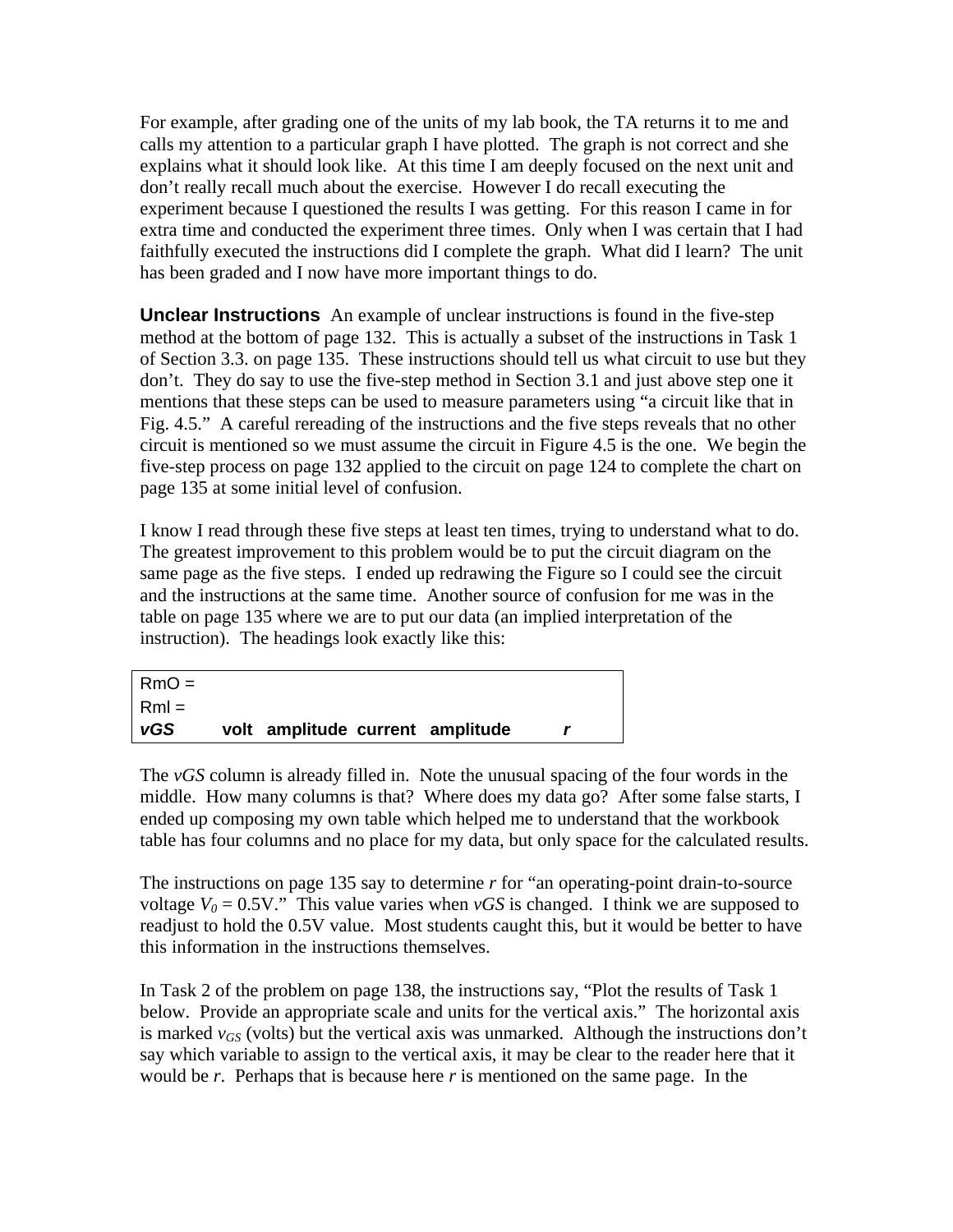For example, after grading one of the units of my lab book, the TA returns it to me and calls my attention to a particular graph I have plotted. The graph is not correct and she explains what it should look like. At this time I am deeply focused on the next unit and don't really recall much about the exercise. However I do recall executing the experiment because I questioned the results I was getting. For this reason I came in for extra time and conducted the experiment three times. Only when I was certain that I had faithfully executed the instructions did I complete the graph. What did I learn? The unit has been graded and I now have more important things to do.

**Unclear Instructions** An example of unclear instructions is found in the five-step method at the bottom of page 132. This is actually a subset of the instructions in Task 1 of Section 3.3. on page 135. These instructions should tell us what circuit to use but they don't. They do say to use the five-step method in Section 3.1 and just above step one it mentions that these steps can be used to measure parameters using "a circuit like that in Fig. 4.5." A careful rereading of the instructions and the five steps reveals that no other circuit is mentioned so we must assume the circuit in Figure 4.5 is the one. We begin the five-step process on page 132 applied to the circuit on page 124 to complete the chart on page 135 at some initial level of confusion.

I know I read through these five steps at least ten times, trying to understand what to do. The greatest improvement to this problem would be to put the circuit diagram on the same page as the five steps. I ended up redrawing the Figure so I could see the circuit and the instructions at the same time. Another source of confusion for me was in the table on page 135 where we are to put our data (an implied interpretation of the instruction). The headings look exactly like this:

```
RmO =
Rml =
vGS        volt  amplitude  current  amplitude        r
```

The *vGS* column is already filled in. Note the unusual spacing of the four words in the middle. How many columns is that? Where does my data go? After some false starts, I ended up composing my own table which helped me to understand that the workbook table has four columns and no place for my data, but only space for the calculated results.

The instructions on page 135 say to determine *r* for "an operating-point drain-to-source voltage $V_0 = 0.5\text{V}$." This value varies when *vGS* is changed. I think we are supposed to readjust to hold the 0.5V value. Most students caught this, but it would be better to have this information in the instructions themselves.

In Task 2 of the problem on page 138, the instructions say, "Plot the results of Task 1 below. Provide an appropriate scale and units for the vertical axis." The horizontal axis is marked $v_{GS}$ (volts) but the vertical axis was unmarked. Although the instructions don't say which variable to assign to the vertical axis, it may be clear to the reader here that it would be *r*. Perhaps that is because here *r* is mentioned on the same page. In the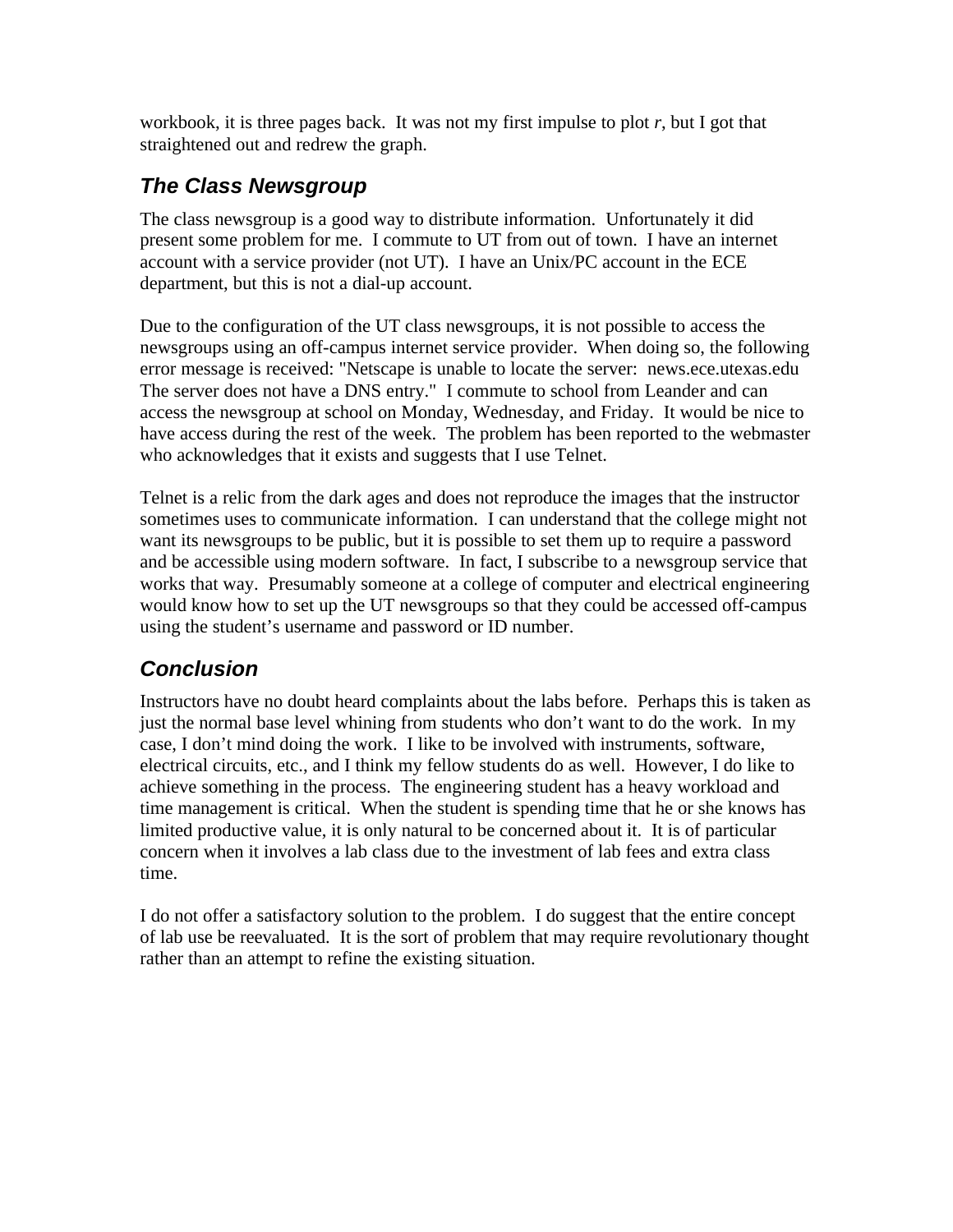workbook, it is three pages back. It was not my first impulse to plot *r*, but I got that straightened out and redrew the graph.

### *The Class Newsgroup*

The class newsgroup is a good way to distribute information. Unfortunately it did present some problem for me. I commute to UT from out of town. I have an internet account with a service provider (not UT). I have an Unix/PC account in the ECE department, but this is not a dial-up account.

Due to the configuration of the UT class newsgroups, it is not possible to access the newsgroups using an off-campus internet service provider. When doing so, the following error message is received: "Netscape is unable to locate the server: news.ece.utexas.edu The server does not have a DNS entry." I commute to school from Leander and can access the newsgroup at school on Monday, Wednesday, and Friday. It would be nice to have access during the rest of the week. The problem has been reported to the webmaster who acknowledges that it exists and suggests that I use Telnet.

Telnet is a relic from the dark ages and does not reproduce the images that the instructor sometimes uses to communicate information. I can understand that the college might not want its newsgroups to be public, but it is possible to set them up to require a password and be accessible using modern software. In fact, I subscribe to a newsgroup service that works that way. Presumably someone at a college of computer and electrical engineering would know how to set up the UT newsgroups so that they could be accessed off-campus using the student's username and password or ID number.

### *Conclusion*

Instructors have no doubt heard complaints about the labs before. Perhaps this is taken as just the normal base level whining from students who don't want to do the work. In my case, I don't mind doing the work. I like to be involved with instruments, software, electrical circuits, etc., and I think my fellow students do as well. However, I do like to achieve something in the process. The engineering student has a heavy workload and time management is critical. When the student is spending time that he or she knows has limited productive value, it is only natural to be concerned about it. It is of particular concern when it involves a lab class due to the investment of lab fees and extra class time.

I do not offer a satisfactory solution to the problem. I do suggest that the entire concept of lab use be reevaluated. It is the sort of problem that may require revolutionary thought rather than an attempt to refine the existing situation.